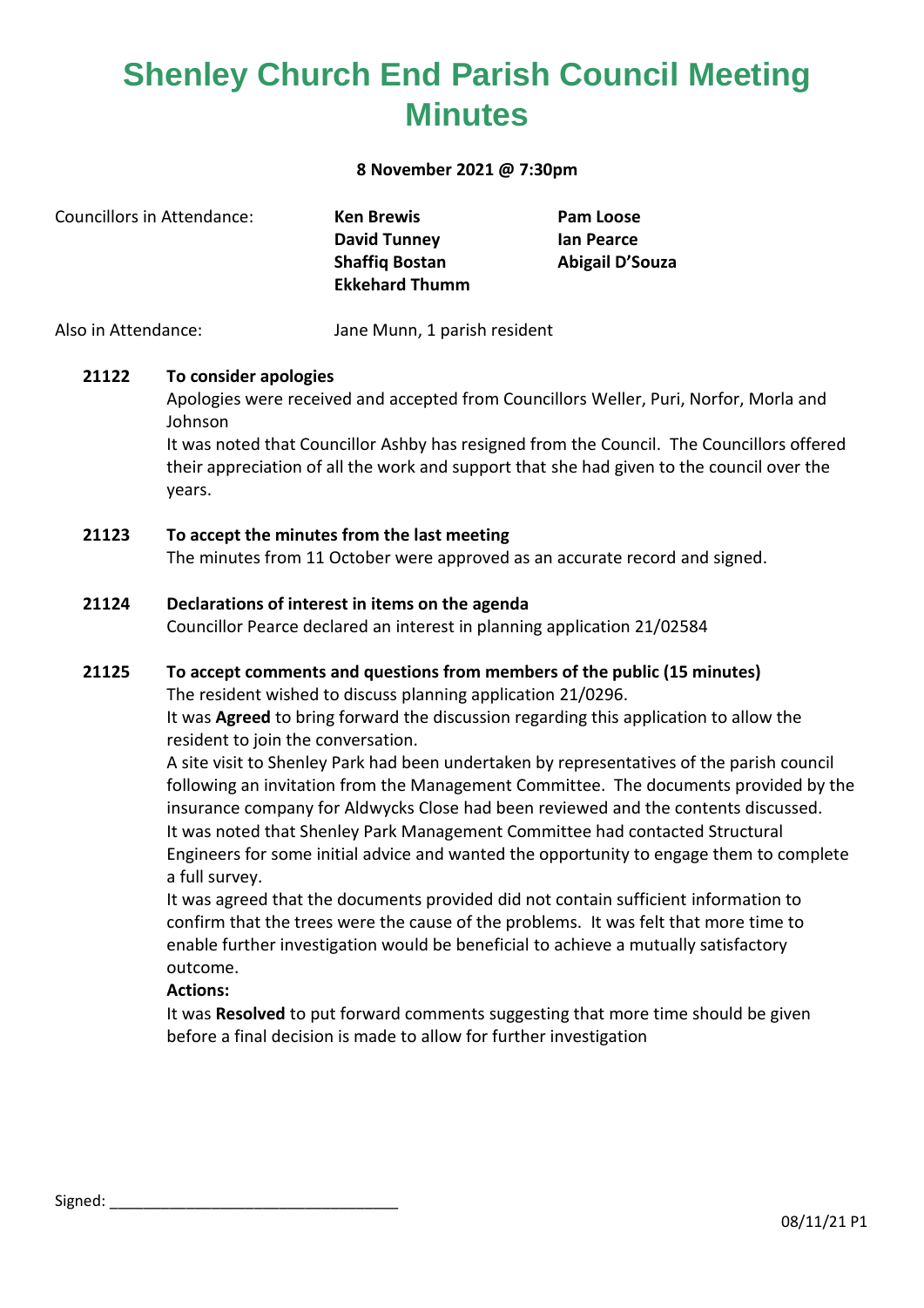# Shenley Church End Parish Council Meeting Minutes

**8 November 2021 @ 7:30pm**

Councillors in Attendance: **Ken Brewis**, **David Tunney**, **Shaffiq Bostan**, **Ekkehard Thumm**, **Pam Loose**, **Ian Pearce**, **Abigail D'Souza**

Also in Attendance: Jane Munn, 1 parish resident

**21122 To consider apologies**

Apologies were received and accepted from Councillors Weller, Puri, Norfor, Morla and Johnson

It was noted that Councillor Ashby has resigned from the Council. The Councillors offered their appreciation of all the work and support that she had given to the council over the years.

**21123 To accept the minutes from the last meeting**

The minutes from 11 October were approved as an accurate record and signed.

**21124 Declarations of interest in items on the agenda**

Councillor Pearce declared an interest in planning application 21/02584

**21125 To accept comments and questions from members of the public (15 minutes)**

The resident wished to discuss planning application 21/0296.

It was **Agreed** to bring forward the discussion regarding this application to allow the resident to join the conversation.

A site visit to Shenley Park had been undertaken by representatives of the parish council following an invitation from the Management Committee. The documents provided by the insurance company for Aldwycks Close had been reviewed and the contents discussed.

It was noted that Shenley Park Management Committee had contacted Structural Engineers for some initial advice and wanted the opportunity to engage them to complete a full survey.

It was agreed that the documents provided did not contain sufficient information to confirm that the trees were the cause of the problems. It was felt that more time to enable further investigation would be beneficial to achieve a mutually satisfactory outcome.

**Actions:**

It was **Resolved** to put forward comments suggesting that more time should be given before a final decision is made to allow for further investigation

Signed: _________________________________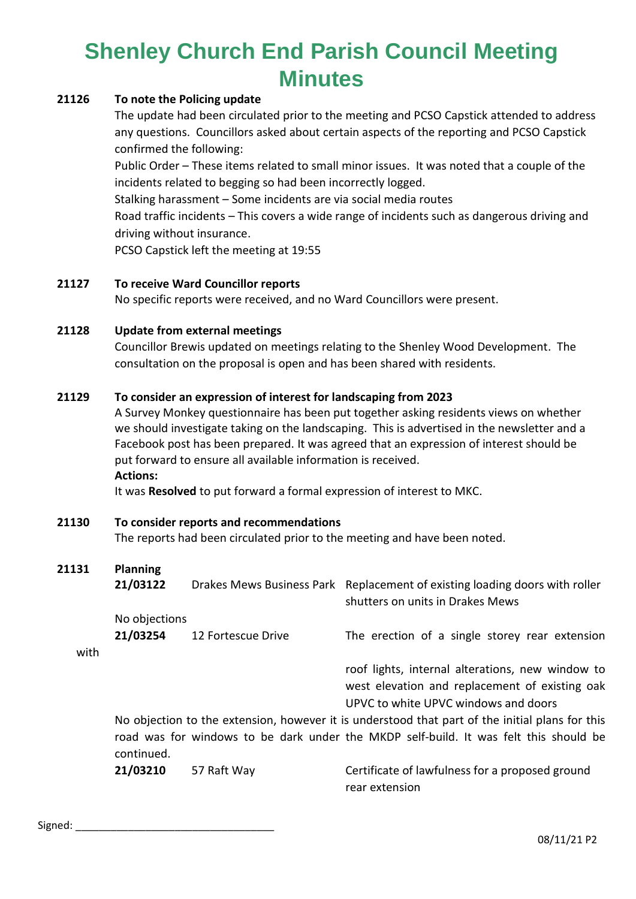# Shenley Church End Parish Council Meeting Minutes

**21126 To note the Policing update**

The update had been circulated prior to the meeting and PCSO Capstick attended to address any questions. Councillors asked about certain aspects of the reporting and PCSO Capstick confirmed the following:

Public Order – These items related to small minor issues. It was noted that a couple of the incidents related to begging so had been incorrectly logged.

Stalking harassment – Some incidents are via social media routes

Road traffic incidents – This covers a wide range of incidents such as dangerous driving and driving without insurance.

PCSO Capstick left the meeting at 19:55

**21127 To receive Ward Councillor reports**

No specific reports were received, and no Ward Councillors were present.

**21128 Update from external meetings**

Councillor Brewis updated on meetings relating to the Shenley Wood Development. The consultation on the proposal is open and has been shared with residents.

**21129 To consider an expression of interest for landscaping from 2023**

A Survey Monkey questionnaire has been put together asking residents views on whether we should investigate taking on the landscaping. This is advertised in the newsletter and a Facebook post has been prepared. It was agreed that an expression of interest should be put forward to ensure all available information is received.

**Actions:**

It was **Resolved** to put forward a formal expression of interest to MKC.

**21130 To consider reports and recommendations**

The reports had been circulated prior to the meeting and have been noted.

**21131 Planning**

**21/03122** Drakes Mews Business Park — Replacement of existing loading doors with roller shutters on units in Drakes Mews

No objections

**21/03254** 12 Fortescue Drive — The erection of a single storey rear extension with roof lights, internal alterations, new window to west elevation and replacement of existing oak UPVC to white UPVC windows and doors

No objection to the extension, however it is understood that part of the initial plans for this road was for windows to be dark under the MKDP self-build. It was felt this should be continued.

**21/03210** 57 Raft Way — Certificate of lawfulness for a proposed ground rear extension

Signed: ________________________________

08/11/21 P2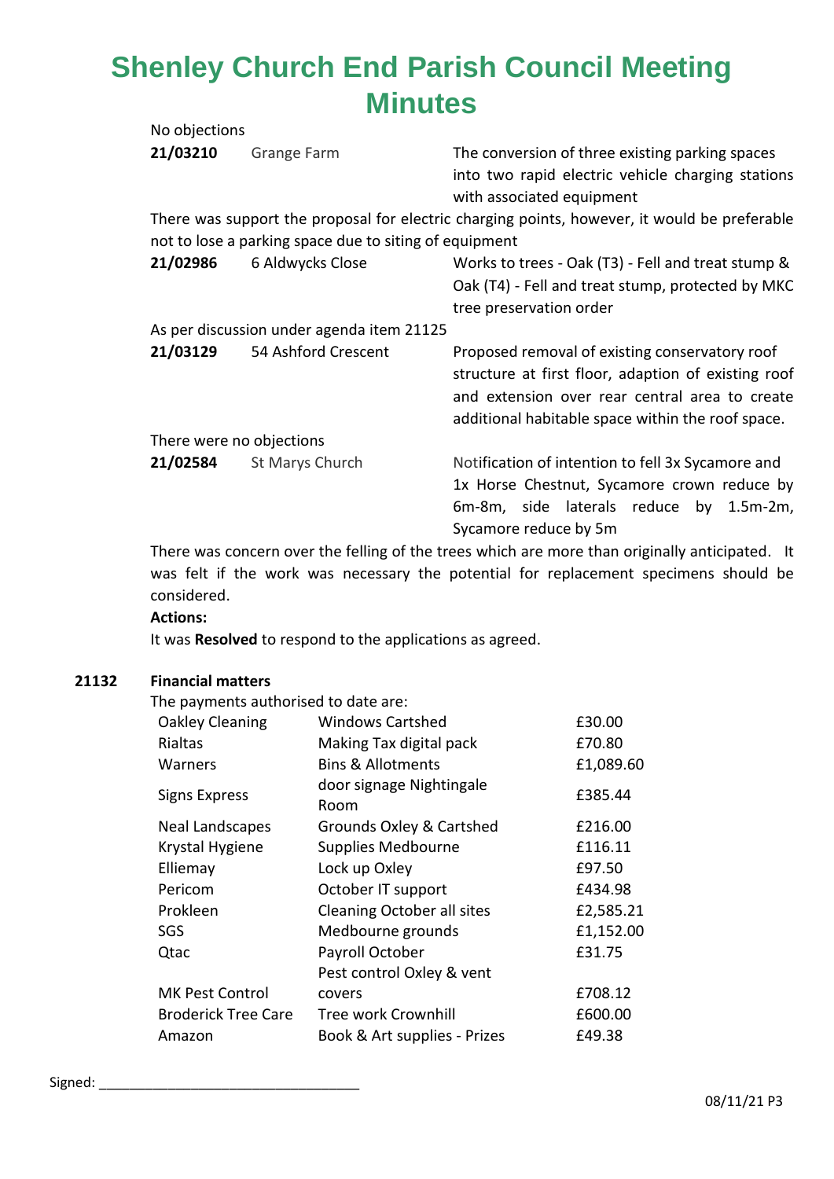# Shenley Church End Parish Council Meeting Minutes

No objections

| | | |
|---|---|---|
| **21/03210** | Grange Farm | The conversion of three existing parking spaces into two rapid electric vehicle charging stations with associated equipment |

There was support the proposal for electric charging points, however, it would be preferable not to lose a parking space due to siting of equipment

| | | |
|---|---|---|
| **21/02986** | 6 Aldwycks Close | Works to trees - Oak (T3) - Fell and treat stump & Oak (T4) - Fell and treat stump, protected by MKC tree preservation order |

As per discussion under agenda item 21125

| | | |
|---|---|---|
| **21/03129** | 54 Ashford Crescent | Proposed removal of existing conservatory roof structure at first floor, adaption of existing roof and extension over rear central area to create additional habitable space within the roof space. |

There were no objections

| | | |
|---|---|---|
| **21/02584** | St Marys Church | Notification of intention to fell 3x Sycamore and 1x Horse Chestnut, Sycamore crown reduce by 6m-8m, side laterals reduce by 1.5m-2m, Sycamore reduce by 5m |

There was concern over the felling of the trees which are more than originally anticipated. It was felt if the work was necessary the potential for replacement specimens should be considered.

**Actions:**

It was **Resolved** to respond to the applications as agreed.

## 21132 Financial matters

The payments authorised to date are:

| | | |
|---|---|---|
| Oakley Cleaning | Windows Cartshed | £30.00 |
| Rialtas | Making Tax digital pack | £70.80 |
| Warners | Bins & Allotments | £1,089.60 |
| Signs Express | door signage Nightingale Room | £385.44 |
| Neal Landscapes | Grounds Oxley & Cartshed | £216.00 |
| Krystal Hygiene | Supplies Medbourne | £116.11 |
| Elliemay | Lock up Oxley | £97.50 |
| Pericom | October IT support | £434.98 |
| Prokleen | Cleaning October all sites | £2,585.21 |
| SGS | Medbourne grounds | £1,152.00 |
| Qtac | Payroll October | £31.75 |
| MK Pest Control | Pest control Oxley & vent covers | £708.12 |
| Broderick Tree Care | Tree work Crownhill | £600.00 |
| Amazon | Book & Art supplies - Prizes | £49.38 |

Signed: ________________________________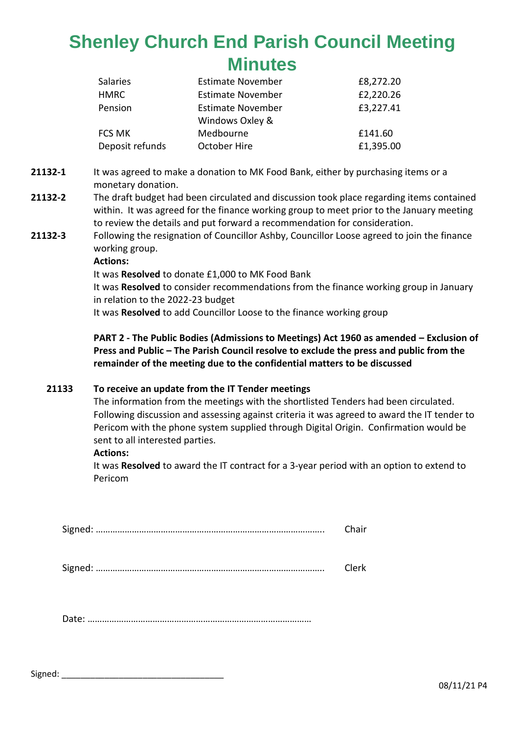# Shenley Church End Parish Council Meeting Minutes

| | | |
|---|---|---|
| Salaries | Estimate November | £8,272.20 |
| HMRC | Estimate November | £2,220.26 |
| Pension | Estimate November | £3,227.41 |
| FCS MK | Windows Oxley & Medbourne | £141.60 |
| Deposit refunds | October Hire | £1,395.00 |

**21132-1** It was agreed to make a donation to MK Food Bank, either by purchasing items or a monetary donation.

**21132-2** The draft budget had been circulated and discussion took place regarding items contained within. It was agreed for the finance working group to meet prior to the January meeting to review the details and put forward a recommendation for consideration.

**21132-3** Following the resignation of Councillor Ashby, Councillor Loose agreed to join the finance working group.

**Actions:**

It was **Resolved** to donate £1,000 to MK Food Bank

It was **Resolved** to consider recommendations from the finance working group in January in relation to the 2022-23 budget

It was **Resolved** to add Councillor Loose to the finance working group

**PART 2 - The Public Bodies (Admissions to Meetings) Act 1960 as amended – Exclusion of Press and Public – The Parish Council resolve to exclude the press and public from the remainder of the meeting due to the confidential matters to be discussed**

**21133 To receive an update from the IT Tender meetings**

The information from the meetings with the shortlisted Tenders had been circulated. Following discussion and assessing against criteria it was agreed to award the IT tender to Pericom with the phone system supplied through Digital Origin. Confirmation would be sent to all interested parties.

**Actions:**

It was **Resolved** to award the IT contract for a 3-year period with an option to extend to Pericom

Signed: ………………………………………………………………………………….. Chair

Signed: ………………………………………………………………………………….. Clerk

Date: ………………………………………………………………………………

Signed: _________________________________

08/11/21